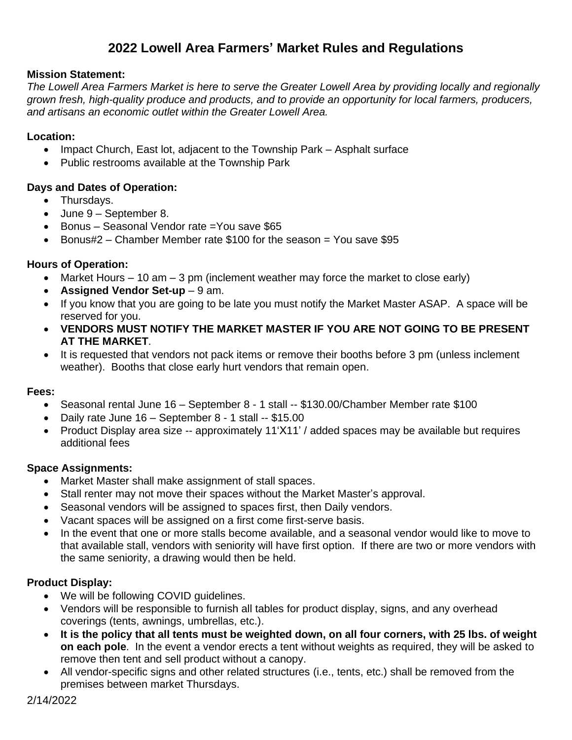# 2022 Lowell Area Farmers' Market Rules and Regulations

**Mission Statement:**
*The Lowell Area Farmers Market is here to serve the Greater Lowell Area by providing locally and regionally grown fresh, high-quality produce and products, and to provide an opportunity for local farmers, producers, and artisans an economic outlet within the Greater Lowell Area.*

**Location:**

- Impact Church, East lot, adjacent to the Township Park – Asphalt surface
- Public restrooms available at the Township Park

**Days and Dates of Operation:**

- Thursdays.
- June 9 – September 8.
- Bonus – Seasonal Vendor rate =You save $65
- Bonus#2 – Chamber Member rate $100 for the season = You save $95

**Hours of Operation:**

- Market Hours – 10 am – 3 pm (inclement weather may force the market to close early)
- **Assigned Vendor Set-up** – 9 am.
- If you know that you are going to be late you must notify the Market Master ASAP. A space will be reserved for you.
- **VENDORS MUST NOTIFY THE MARKET MASTER IF YOU ARE NOT GOING TO BE PRESENT AT THE MARKET**.
- It is requested that vendors not pack items or remove their booths before 3 pm (unless inclement weather). Booths that close early hurt vendors that remain open.

**Fees:**

- Seasonal rental June 16 – September 8 - 1 stall -- $130.00/Chamber Member rate $100
- Daily rate June 16 – September 8 - 1 stall -- $15.00
- Product Display area size -- approximately 11'X11' / added spaces may be available but requires additional fees

**Space Assignments:**

- Market Master shall make assignment of stall spaces.
- Stall renter may not move their spaces without the Market Master's approval.
- Seasonal vendors will be assigned to spaces first, then Daily vendors.
- Vacant spaces will be assigned on a first come first-serve basis.
- In the event that one or more stalls become available, and a seasonal vendor would like to move to that available stall, vendors with seniority will have first option. If there are two or more vendors with the same seniority, a drawing would then be held.

**Product Display:**

- We will be following COVID guidelines.
- Vendors will be responsible to furnish all tables for product display, signs, and any overhead coverings (tents, awnings, umbrellas, etc.).
- **It is the policy that all tents must be weighted down, on all four corners, with 25 lbs. of weight on each pole**. In the event a vendor erects a tent without weights as required, they will be asked to remove then tent and sell product without a canopy.
- All vendor-specific signs and other related structures (i.e., tents, etc.) shall be removed from the premises between market Thursdays.

2/14/2022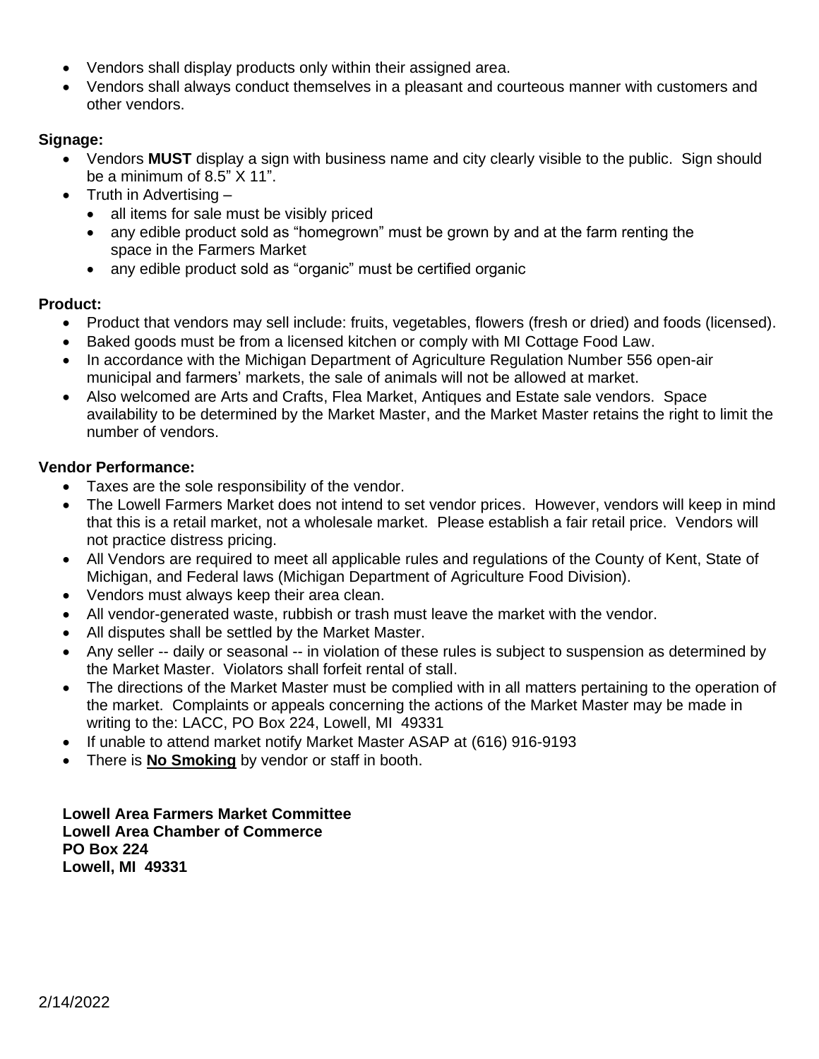- Vendors shall display products only within their assigned area.
- Vendors shall always conduct themselves in a pleasant and courteous manner with customers and other vendors.

**Signage:**

- Vendors **MUST** display a sign with business name and city clearly visible to the public. Sign should be a minimum of 8.5" X 11".
- Truth in Advertising –
  - all items for sale must be visibly priced
  - any edible product sold as "homegrown" must be grown by and at the farm renting the space in the Farmers Market
  - any edible product sold as "organic" must be certified organic

**Product:**

- Product that vendors may sell include: fruits, vegetables, flowers (fresh or dried) and foods (licensed).
- Baked goods must be from a licensed kitchen or comply with MI Cottage Food Law.
- In accordance with the Michigan Department of Agriculture Regulation Number 556 open-air municipal and farmers' markets, the sale of animals will not be allowed at market.
- Also welcomed are Arts and Crafts, Flea Market, Antiques and Estate sale vendors. Space availability to be determined by the Market Master, and the Market Master retains the right to limit the number of vendors.

**Vendor Performance:**

- Taxes are the sole responsibility of the vendor.
- The Lowell Farmers Market does not intend to set vendor prices. However, vendors will keep in mind that this is a retail market, not a wholesale market. Please establish a fair retail price. Vendors will not practice distress pricing.
- All Vendors are required to meet all applicable rules and regulations of the County of Kent, State of Michigan, and Federal laws (Michigan Department of Agriculture Food Division).
- Vendors must always keep their area clean.
- All vendor-generated waste, rubbish or trash must leave the market with the vendor.
- All disputes shall be settled by the Market Master.
- Any seller -- daily or seasonal -- in violation of these rules is subject to suspension as determined by the Market Master. Violators shall forfeit rental of stall.
- The directions of the Market Master must be complied with in all matters pertaining to the operation of the market. Complaints or appeals concerning the actions of the Market Master may be made in writing to the: LACC, PO Box 224, Lowell, MI 49331
- If unable to attend market notify Market Master ASAP at (616) 916-9193
- There is **No Smoking** by vendor or staff in booth.

**Lowell Area Farmers Market Committee**
**Lowell Area Chamber of Commerce**
**PO Box 224**
**Lowell, MI 49331**

2/14/2022